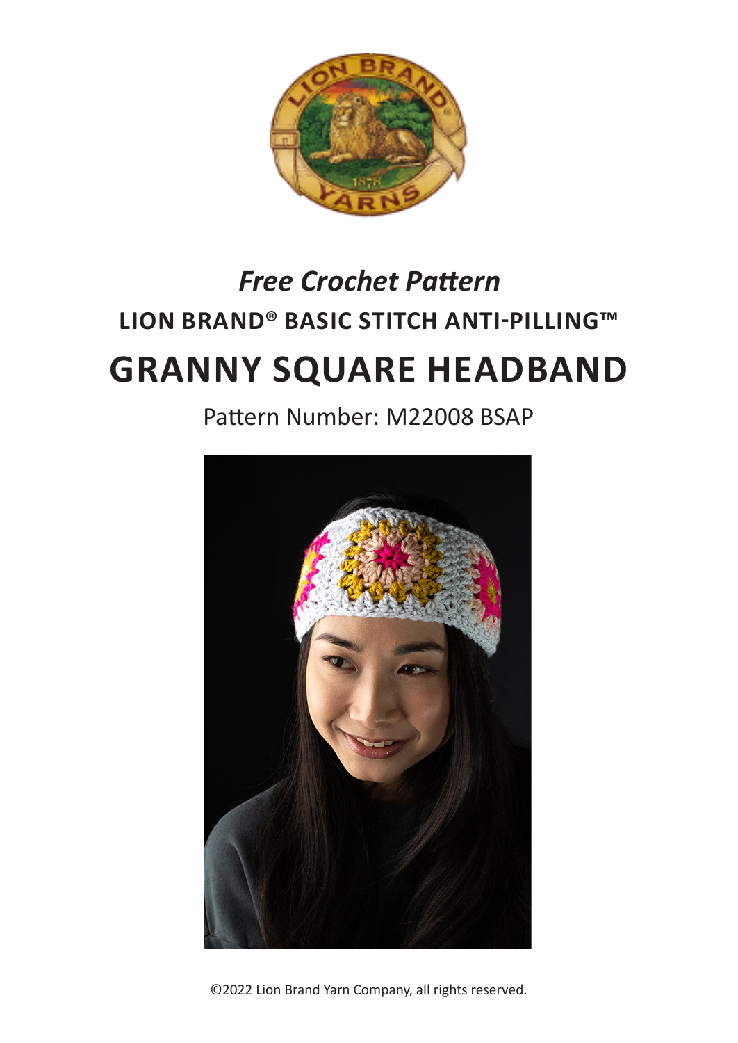*Free Crochet Pattern*

**LION BRAND® BASIC STITCH ANTI-PILLING™**

# GRANNY SQUARE HEADBAND

Pattern Number: M22008 BSAP

©2022 Lion Brand Yarn Company, all rights reserved.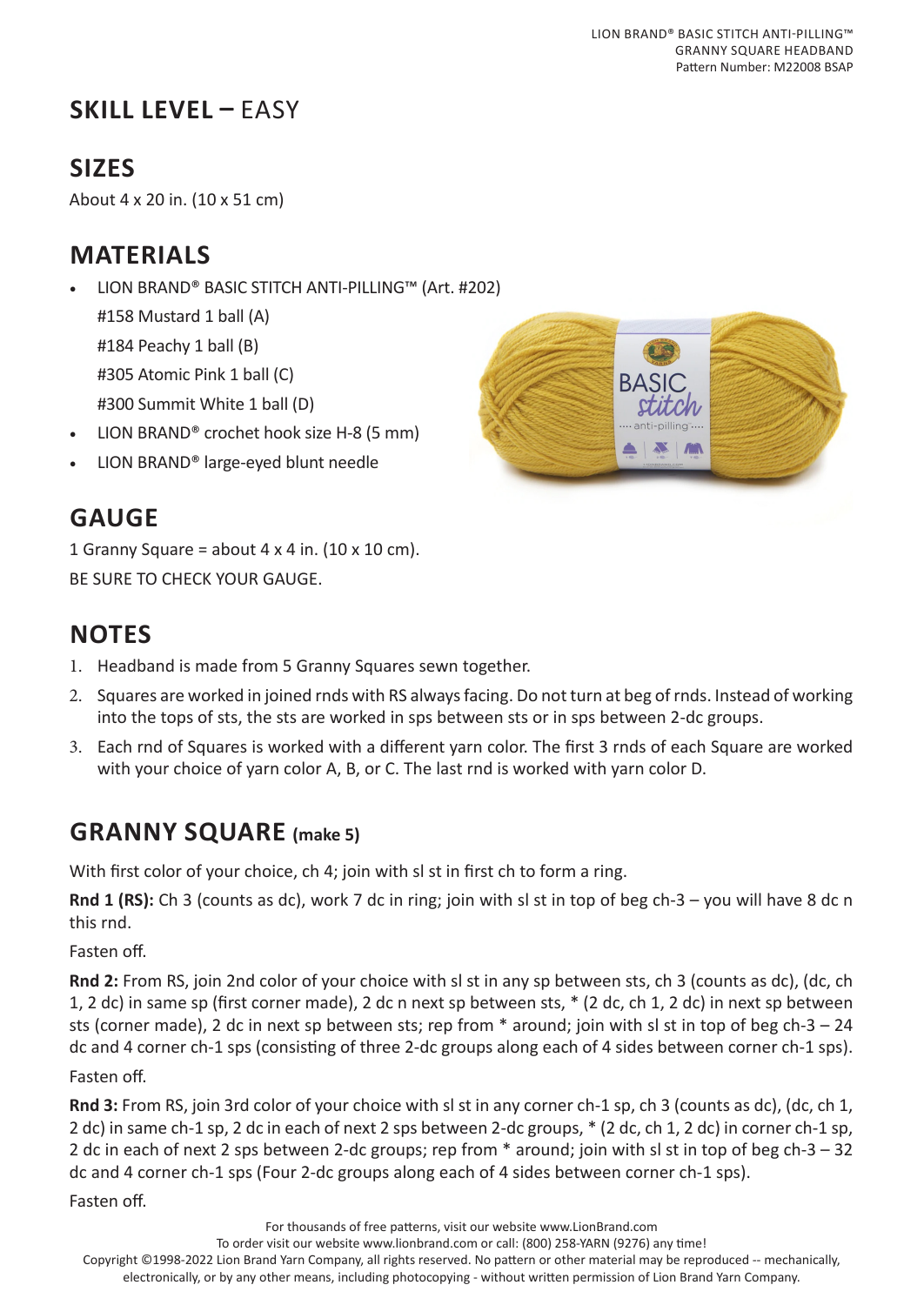## SKILL LEVEL – EASY

## SIZES

About 4 x 20 in. (10 x 51 cm)

## MATERIALS

- LION BRAND® BASIC STITCH ANTI-PILLING™ (Art. #202)
  #158 Mustard 1 ball (A)
  #184 Peachy 1 ball (B)
  #305 Atomic Pink 1 ball (C)
  #300 Summit White 1 ball (D)
- LION BRAND® crochet hook size H-8 (5 mm)
- LION BRAND® large-eyed blunt needle

## GAUGE

1 Granny Square = about 4 x 4 in. (10 x 10 cm).

BE SURE TO CHECK YOUR GAUGE.

## NOTES

1. Headband is made from 5 Granny Squares sewn together.
2. Squares are worked in joined rnds with RS always facing. Do not turn at beg of rnds. Instead of working into the tops of sts, the sts are worked in sps between sts or in sps between 2-dc groups.
3. Each rnd of Squares is worked with a different yarn color. The first 3 rnds of each Square are worked with your choice of yarn color A, B, or C. The last rnd is worked with yarn color D.

## GRANNY SQUARE (make 5)

With first color of your choice, ch 4; join with sl st in first ch to form a ring.

**Rnd 1 (RS):** Ch 3 (counts as dc), work 7 dc in ring; join with sl st in top of beg ch-3 – you will have 8 dc n this rnd.

Fasten off.

**Rnd 2:** From RS, join 2nd color of your choice with sl st in any sp between sts, ch 3 (counts as dc), (dc, ch 1, 2 dc) in same sp (first corner made), 2 dc n next sp between sts, * (2 dc, ch 1, 2 dc) in next sp between sts (corner made), 2 dc in next sp between sts; rep from * around; join with sl st in top of beg ch-3 – 24 dc and 4 corner ch-1 sps (consisting of three 2-dc groups along each of 4 sides between corner ch-1 sps).

Fasten off.

**Rnd 3:** From RS, join 3rd color of your choice with sl st in any corner ch-1 sp, ch 3 (counts as dc), (dc, ch 1, 2 dc) in same ch-1 sp, 2 dc in each of next 2 sps between 2-dc groups, * (2 dc, ch 1, 2 dc) in corner ch-1 sp, 2 dc in each of next 2 sps between 2-dc groups; rep from * around; join with sl st in top of beg ch-3 – 32 dc and 4 corner ch-1 sps (Four 2-dc groups along each of 4 sides between corner ch-1 sps).

Fasten off.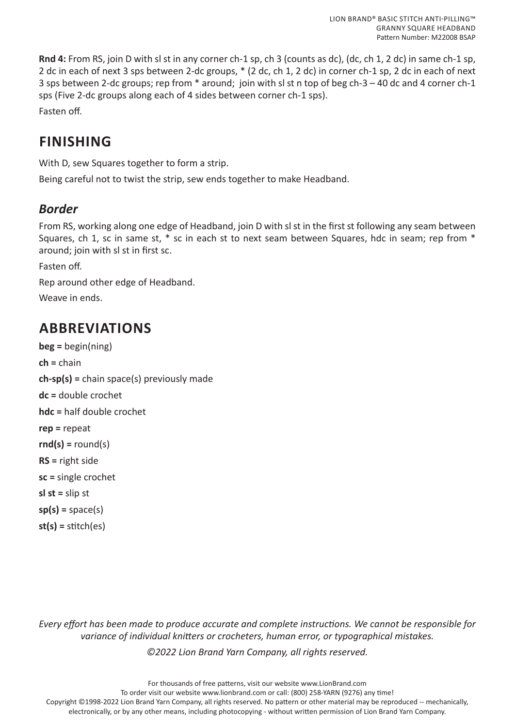**Rnd 4:** From RS, join D with sl st in any corner ch-1 sp, ch 3 (counts as dc), (dc, ch 1, 2 dc) in same ch-1 sp, 2 dc in each of next 3 sps between 2-dc groups, * (2 dc, ch 1, 2 dc) in corner ch-1 sp, 2 dc in each of next 3 sps between 2-dc groups; rep from * around; join with sl st n top of beg ch-3 – 40 dc and 4 corner ch-1 sps (Five 2-dc groups along each of 4 sides between corner ch-1 sps).

Fasten off.

## FINISHING

With D, sew Squares together to form a strip.

Being careful not to twist the strip, sew ends together to make Headband.

### *Border*

From RS, working along one edge of Headband, join D with sl st in the first st following any seam between Squares, ch 1, sc in same st, * sc in each st to next seam between Squares, hdc in seam; rep from * around; join with sl st in first sc.

Fasten off.

Rep around other edge of Headband.

Weave in ends.

## ABBREVIATIONS

**beg =** begin(ning)

**ch =** chain

**ch-sp(s) =** chain space(s) previously made

**dc =** double crochet

**hdc =** half double crochet

**rep =** repeat

**rnd(s) =** round(s)

**RS =** right side

**sc =** single crochet

**sl st =** slip st

**sp(s) =** space(s)

**st(s) =** stitch(es)

*Every effort has been made to produce accurate and complete instructions. We cannot be responsible for variance of individual knitters or crocheters, human error, or typographical mistakes.*

*©2022 Lion Brand Yarn Company, all rights reserved.*

For thousands of free patterns, visit our website www.LionBrand.com
To order visit our website www.lionbrand.com or call: (800) 258-YARN (9276) any time!
Copyright ©1998-2022 Lion Brand Yarn Company, all rights reserved. No pattern or other material may be reproduced -- mechanically, electronically, or by any other means, including photocopying - without written permission of Lion Brand Yarn Company.